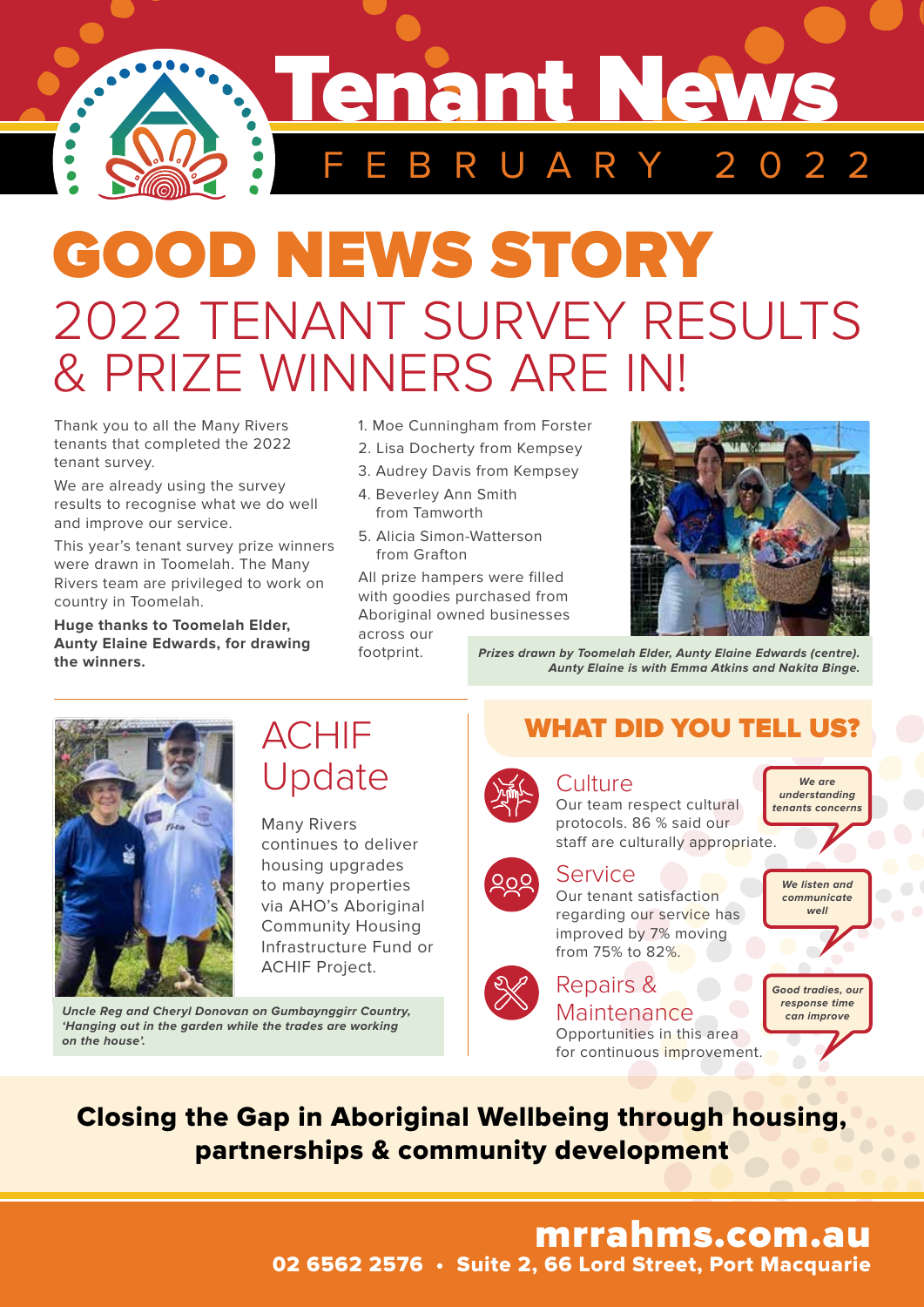# Tenant News

FEBRUARY 2022

# GOOD NEWS STORY

## 2022 TENANT SURVEY RESULTS & PRIZE WINNERS ARE IN!

Thank you to all the Many Rivers tenants that completed the 2022 tenant survey.

We are already using the survey results to recognise what we do well and improve our service.

This year's tenant survey prize winners were drawn in Toomelah. The Many Rivers team are privileged to work on country in Toomelah.

**Huge thanks to Toomelah Elder, Aunty Elaine Edwards, for drawing the winners.**

1. Moe Cunningham from Forster
2. Lisa Docherty from Kempsey
3. Audrey Davis from Kempsey
4. Beverley Ann Smith from Tamworth
5. Alicia Simon-Watterson from Grafton

All prize hampers were filled with goodies purchased from Aboriginal owned businesses across our footprint.

***Prizes drawn by Toomelah Elder, Aunty Elaine Edwards (centre). Aunty Elaine is with Emma Atkins and Nakita Binge.***

## ACHIF Update

Many Rivers continues to deliver housing upgrades to many properties via AHO's Aboriginal Community Housing Infrastructure Fund or ACHIF Project.

***Uncle Reg and Cheryl Donovan on Gumbaynggirr Country, 'Hanging out in the garden while the trades are working on the house'.***

## WHAT DID YOU TELL US?

### Culture

Our team respect cultural protocols. 86 % said our staff are culturally appropriate.

*We are understanding tenants concerns*

### Service

Our tenant satisfaction regarding our service has improved by 7% moving from 75% to 82%.

*We listen and communicate well*

### Repairs & Maintenance

Opportunities in this area for continuous improvement.

*Good tradies, our response time can improve*

**Closing the Gap in Aboriginal Wellbeing through housing, partnerships & community development**

**mrrahms.com.au**

**02 6562 2576 • Suite 2, 66 Lord Street, Port Macquarie**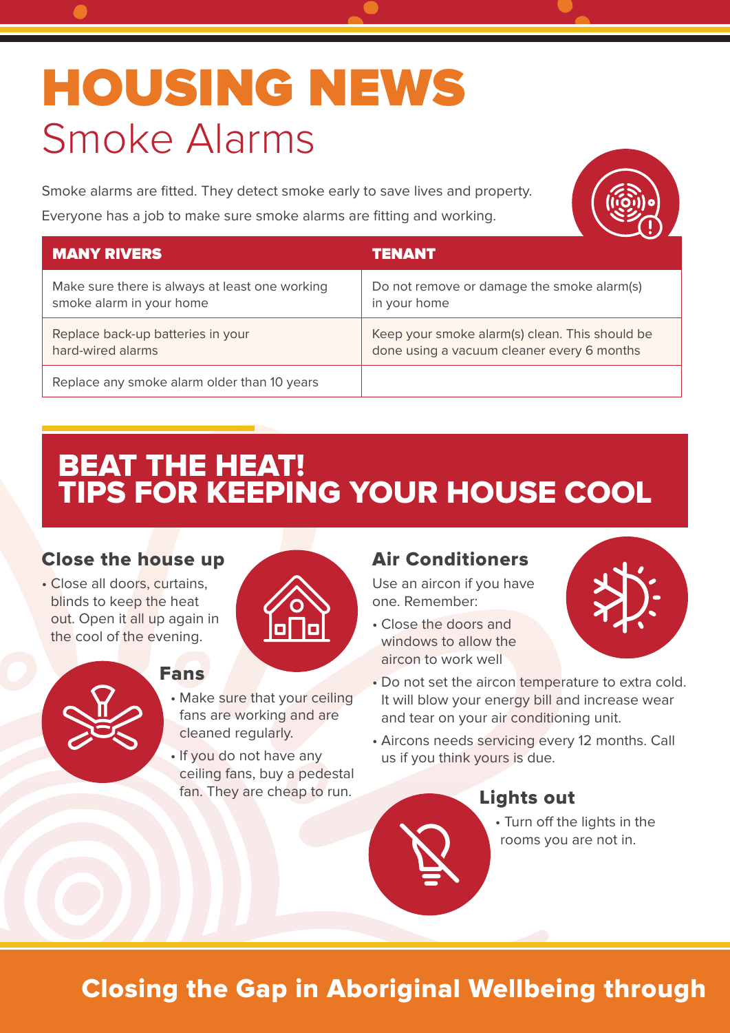# HOUSING NEWS

## Smoke Alarms

Smoke alarms are fitted. They detect smoke early to save lives and property.

Everyone has a job to make sure smoke alarms are fitting and working.

| MANY RIVERS | TENANT |
|---|---|
| Make sure there is always at least one working smoke alarm in your home | Do not remove or damage the smoke alarm(s) in your home |
| Replace back-up batteries in your hard-wired alarms | Keep your smoke alarm(s) clean. This should be done using a vacuum cleaner every 6 months |
| Replace any smoke alarm older than 10 years | |

## BEAT THE HEAT! TIPS FOR KEEPING YOUR HOUSE COOL

### Close the house up

- Close all doors, curtains, blinds to keep the heat out. Open it all up again in the cool of the evening.

### Fans

- Make sure that your ceiling fans are working and are cleaned regularly.
- If you do not have any ceiling fans, buy a pedestal fan. They are cheap to run.

### Air Conditioners

Use an aircon if you have one. Remember:

- Close the doors and windows to allow the aircon to work well
- Do not set the aircon temperature to extra cold. It will blow your energy bill and increase wear and tear on your air conditioning unit.
- Aircons needs servicing every 12 months. Call us if you think yours is due.

### Lights out

- Turn off the lights in the rooms you are not in.

**Closing the Gap in Aboriginal Wellbeing through**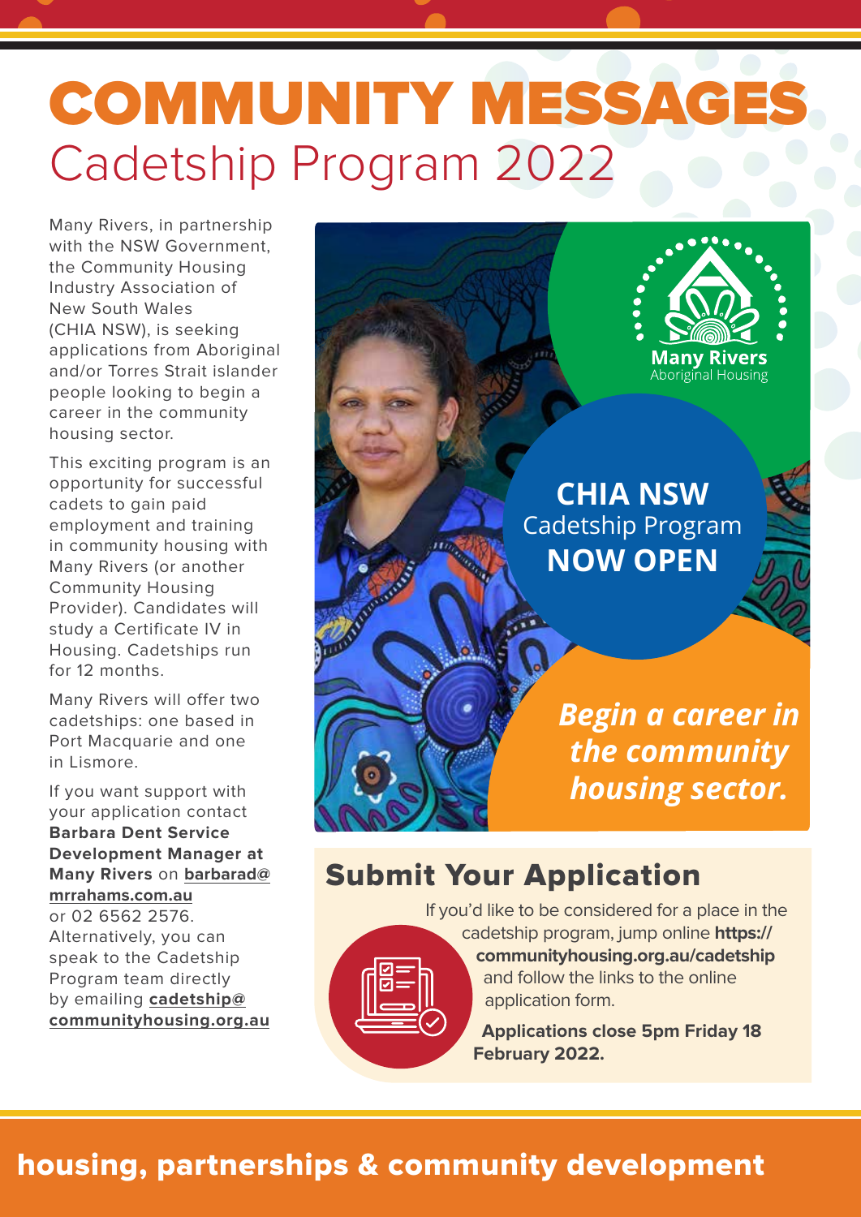# COMMUNITY MESSAGES
## Cadetship Program 2022

Many Rivers, in partnership with the NSW Government, the Community Housing Industry Association of New South Wales (CHIA NSW), is seeking applications from Aboriginal and/or Torres Strait islander people looking to begin a career in the community housing sector.

This exciting program is an opportunity for successful cadets to gain paid employment and training in community housing with Many Rivers (or another Community Housing Provider). Candidates will study a Certificate IV in Housing. Cadetships run for 12 months.

Many Rivers will offer two cadetships: one based in Port Macquarie and one in Lismore.

If you want support with your application contact **Barbara Dent Service Development Manager at Many Rivers** on **barbarad@mrrahams.com.au** or 02 6562 2576. Alternatively, you can speak to the Cadetship Program team directly by emailing **cadetship@communityhousing.org.au**

**Many Rivers** Aboriginal Housing

**CHIA NSW**
Cadetship Program
**NOW OPEN**

***Begin a career in the community housing sector.***

## Submit Your Application

If you'd like to be considered for a place in the cadetship program, jump online **https://communityhousing.org.au/cadetship** and follow the links to the online application form.

**Applications close 5pm Friday 18 February 2022.**

**housing, partnerships & community development**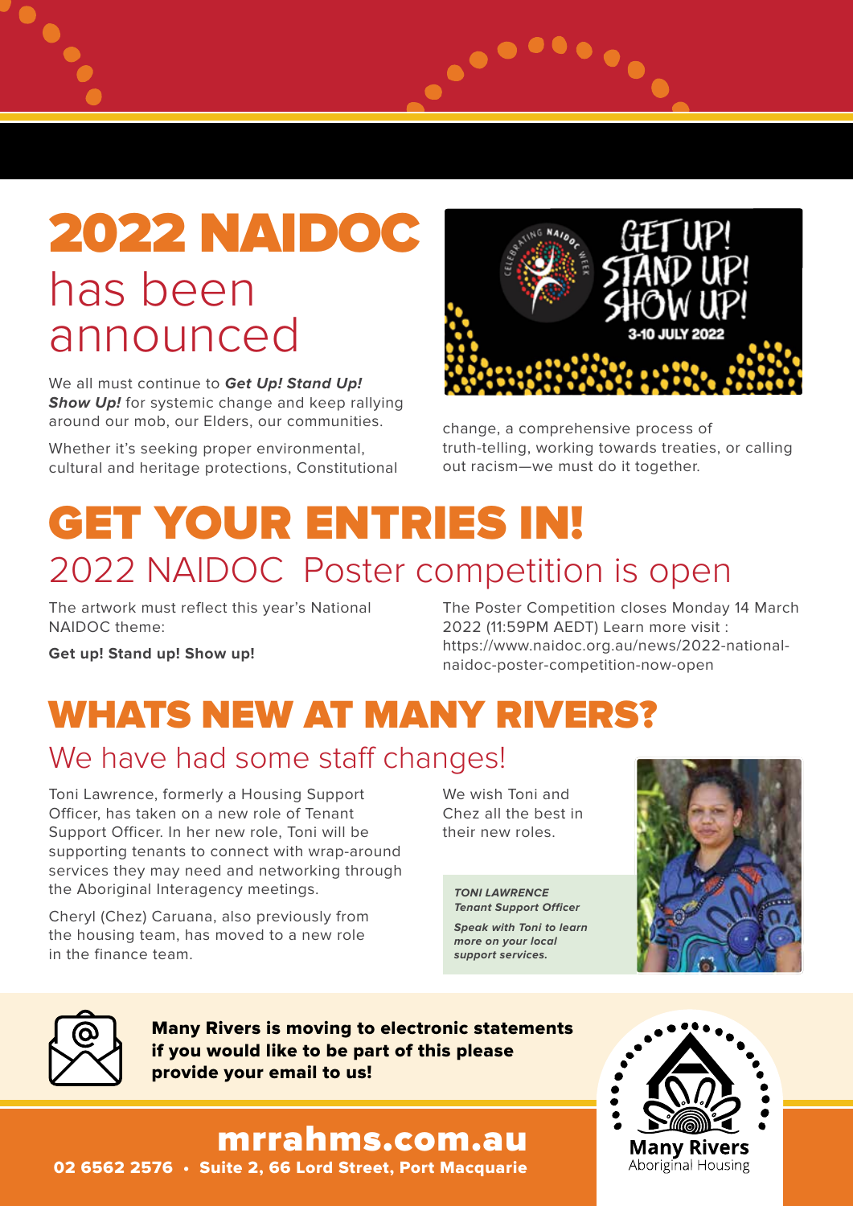# 2022 NAIDOC has been announced

We all must continue to ***Get Up! Stand Up! Show Up!*** for systemic change and keep rallying around our mob, our Elders, our communities.

Whether it's seeking proper environmental, cultural and heritage protections, Constitutional change, a comprehensive process of truth-telling, working towards treaties, or calling out racism—we must do it together.

# GET YOUR ENTRIES IN!

## 2022 NAIDOC Poster competition is open

The artwork must reflect this year's National NAIDOC theme:

**Get up! Stand up! Show up!**

The Poster Competition closes Monday 14 March 2022 (11:59PM AEDT) Learn more visit : https://www.naidoc.org.au/news/2022-national-naidoc-poster-competition-now-open

# WHATS NEW AT MANY RIVERS?

## We have had some staff changes!

Toni Lawrence, formerly a Housing Support Officer, has taken on a new role of Tenant Support Officer. In her new role, Toni will be supporting tenants to connect with wrap-around services they may need and networking through the Aboriginal Interagency meetings.

Cheryl (Chez) Caruana, also previously from the housing team, has moved to a new role in the finance team.

We wish Toni and Chez all the best in their new roles.

***TONI LAWRENCE***
***Tenant Support Officer***

***Speak with Toni to learn more on your local support services.***

**Many Rivers is moving to electronic statements if you would like to be part of this please provide your email to us!**

**mrrahms.com.au**

**02 6562 2576 • Suite 2, 66 Lord Street, Port Macquarie**

Many Rivers Aboriginal Housing